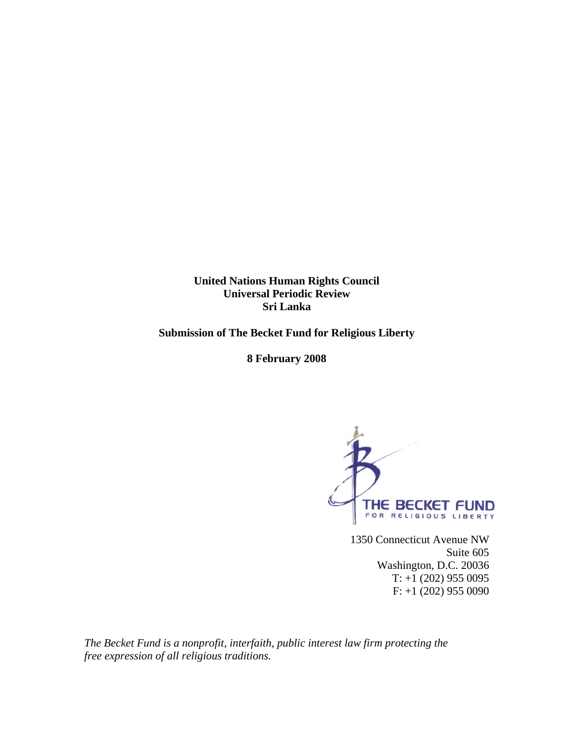**United Nations Human Rights Council**
**Universal Periodic Review**
**Sri Lanka**

**Submission of The Becket Fund for Religious Liberty**

**8 February 2008**

THE BECKET FUND
FOR RELIGIOUS LIBERTY

1350 Connecticut Avenue NW
Suite 605
Washington, D.C. 20036
T: +1 (202) 955 0095
F: +1 (202) 955 0090

*The Becket Fund is a nonprofit, interfaith, public interest law firm protecting the free expression of all religious traditions.*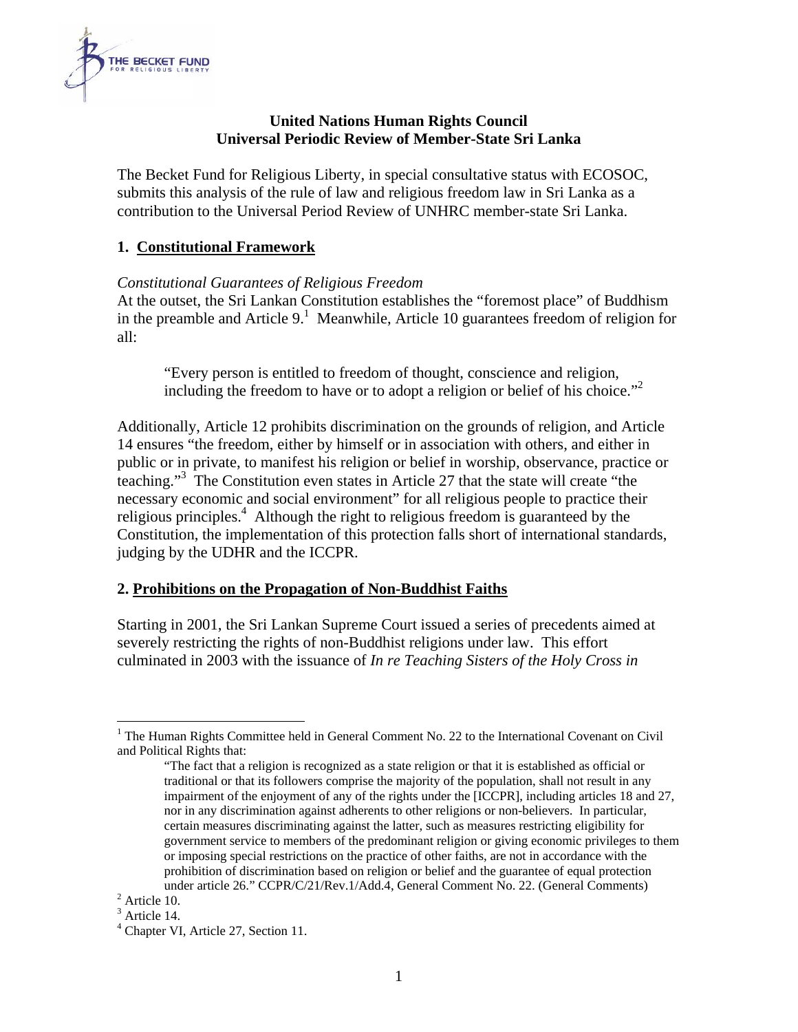**United Nations Human Rights Council**
**Universal Periodic Review of Member-State Sri Lanka**

The Becket Fund for Religious Liberty, in special consultative status with ECOSOC, submits this analysis of the rule of law and religious freedom law in Sri Lanka as a contribution to the Universal Period Review of UNHRC member-state Sri Lanka.

## 1. Constitutional Framework

*Constitutional Guarantees of Religious Freedom*

At the outset, the Sri Lankan Constitution establishes the "foremost place" of Buddhism in the preamble and Article 9.[1] Meanwhile, Article 10 guarantees freedom of religion for all:

> "Every person is entitled to freedom of thought, conscience and religion, including the freedom to have or to adopt a religion or belief of his choice."[2]

Additionally, Article 12 prohibits discrimination on the grounds of religion, and Article 14 ensures "the freedom, either by himself or in association with others, and either in public or in private, to manifest his religion or belief in worship, observance, practice or teaching."[3] The Constitution even states in Article 27 that the state will create "the necessary economic and social environment" for all religious people to practice their religious principles.[4] Although the right to religious freedom is guaranteed by the Constitution, the implementation of this protection falls short of international standards, judging by the UDHR and the ICCPR.

## 2. Prohibitions on the Propagation of Non-Buddhist Faiths

Starting in 2001, the Sri Lankan Supreme Court issued a series of precedents aimed at severely restricting the rights of non-Buddhist religions under law. This effort culminated in 2003 with the issuance of *In re Teaching Sisters of the Holy Cross in*

---

[1] The Human Rights Committee held in General Comment No. 22 to the International Covenant on Civil and Political Rights that:

> "The fact that a religion is recognized as a state religion or that it is established as official or traditional or that its followers comprise the majority of the population, shall not result in any impairment of the enjoyment of any of the rights under the [ICCPR], including articles 18 and 27, nor in any discrimination against adherents to other religions or non-believers. In particular, certain measures discriminating against the latter, such as measures restricting eligibility for government service to members of the predominant religion or giving economic privileges to them or imposing special restrictions on the practice of other faiths, are not in accordance with the prohibition of discrimination based on religion or belief and the guarantee of equal protection under article 26." CCPR/C/21/Rev.1/Add.4, General Comment No. 22. (General Comments)

[2] Article 10.

[3] Article 14.

[4] Chapter VI, Article 27, Section 11.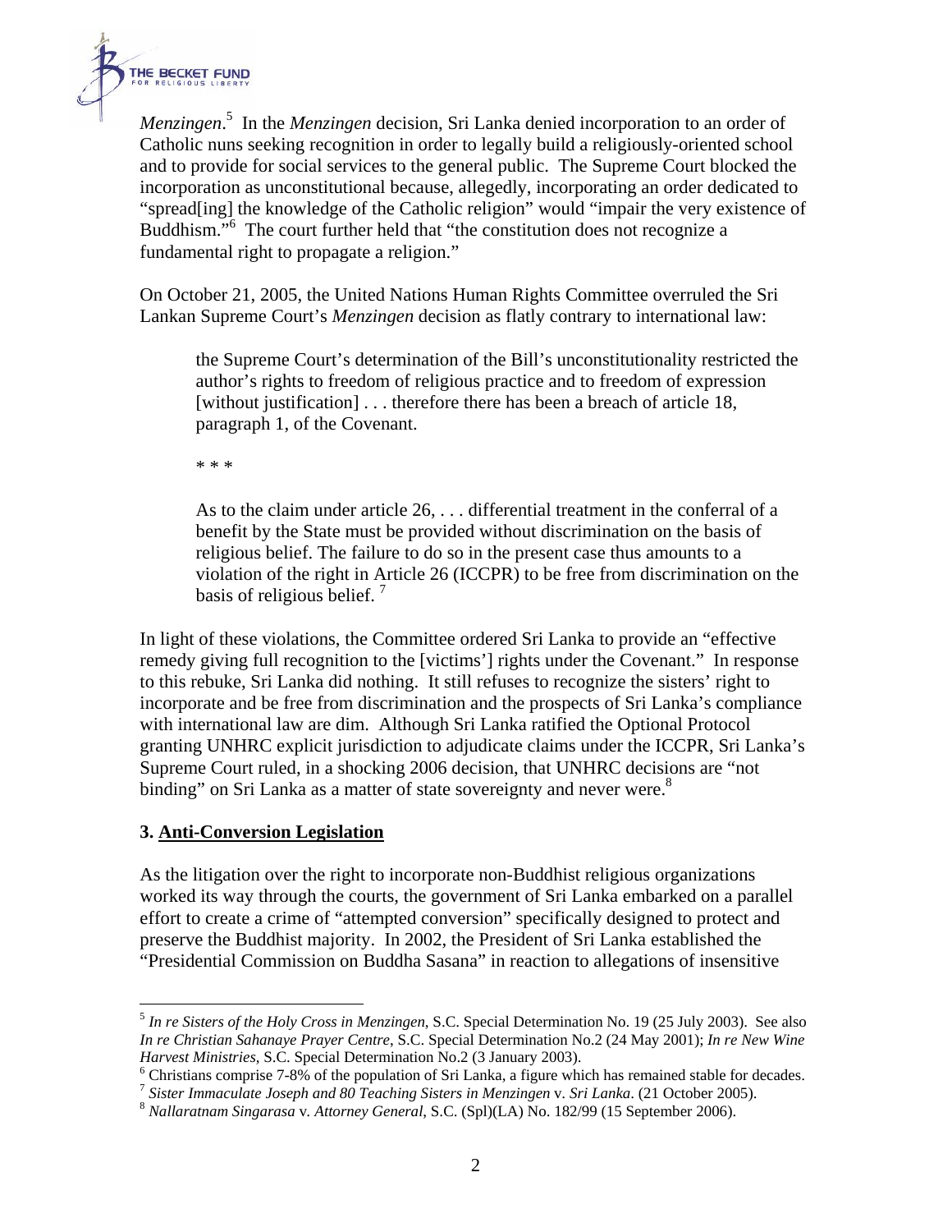*Menzingen*.[5] In the *Menzingen* decision, Sri Lanka denied incorporation to an order of Catholic nuns seeking recognition in order to legally build a religiously-oriented school and to provide for social services to the general public. The Supreme Court blocked the incorporation as unconstitutional because, allegedly, incorporating an order dedicated to "spread[ing] the knowledge of the Catholic religion" would "impair the very existence of Buddhism."[6] The court further held that "the constitution does not recognize a fundamental right to propagate a religion."

On October 21, 2005, the United Nations Human Rights Committee overruled the Sri Lankan Supreme Court's *Menzingen* decision as flatly contrary to international law:

> the Supreme Court's determination of the Bill's unconstitutionality restricted the author's rights to freedom of religious practice and to freedom of expression [without justification] . . . therefore there has been a breach of article 18, paragraph 1, of the Covenant.
>
> * * *
>
> As to the claim under article 26, . . . differential treatment in the conferral of a benefit by the State must be provided without discrimination on the basis of religious belief. The failure to do so in the present case thus amounts to a violation of the right in Article 26 (ICCPR) to be free from discrimination on the basis of religious belief.[7]

In light of these violations, the Committee ordered Sri Lanka to provide an "effective remedy giving full recognition to the [victims'] rights under the Covenant." In response to this rebuke, Sri Lanka did nothing. It still refuses to recognize the sisters' right to incorporate and be free from discrimination and the prospects of Sri Lanka's compliance with international law are dim. Although Sri Lanka ratified the Optional Protocol granting UNHRC explicit jurisdiction to adjudicate claims under the ICCPR, Sri Lanka's Supreme Court ruled, in a shocking 2006 decision, that UNHRC decisions are "not binding" on Sri Lanka as a matter of state sovereignty and never were.[8]

### 3. Anti-Conversion Legislation

As the litigation over the right to incorporate non-Buddhist religious organizations worked its way through the courts, the government of Sri Lanka embarked on a parallel effort to create a crime of "attempted conversion" specifically designed to protect and preserve the Buddhist majority. In 2002, the President of Sri Lanka established the "Presidential Commission on Buddha Sasana" in reaction to allegations of insensitive

---

[5] *In re Sisters of the Holy Cross in Menzingen*, S.C. Special Determination No. 19 (25 July 2003). See also *In re Christian Sahanaye Prayer Centre*, S.C. Special Determination No.2 (24 May 2001); *In re New Wine Harvest Ministries*, S.C. Special Determination No.2 (3 January 2003).

[6] Christians comprise 7-8% of the population of Sri Lanka, a figure which has remained stable for decades.

[7] *Sister Immaculate Joseph and 80 Teaching Sisters in Menzingen* v. *Sri Lanka*. (21 October 2005).

[8] *Nallaratnam Singarasa* v. *Attorney General*, S.C. (Spl)(LA) No. 182/99 (15 September 2006).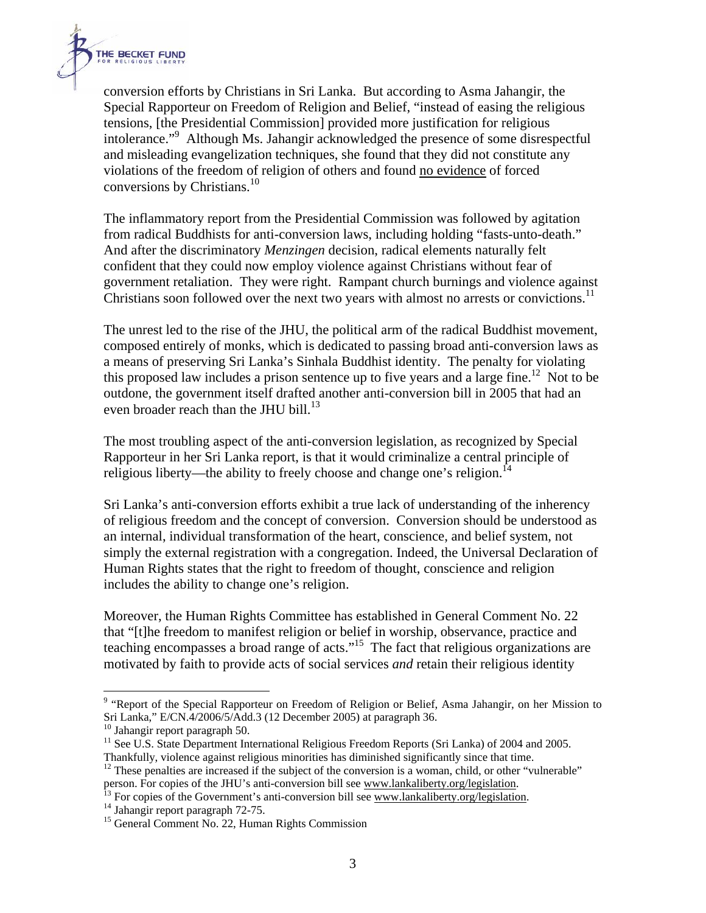conversion efforts by Christians in Sri Lanka. But according to Asma Jahangir, the Special Rapporteur on Freedom of Religion and Belief, "instead of easing the religious tensions, [the Presidential Commission] provided more justification for religious intolerance."[9] Although Ms. Jahangir acknowledged the presence of some disrespectful and misleading evangelization techniques, she found that they did not constitute any violations of the freedom of religion of others and found no evidence of forced conversions by Christians.[10]

The inflammatory report from the Presidential Commission was followed by agitation from radical Buddhists for anti-conversion laws, including holding "fasts-unto-death." And after the discriminatory *Menzingen* decision, radical elements naturally felt confident that they could now employ violence against Christians without fear of government retaliation. They were right. Rampant church burnings and violence against Christians soon followed over the next two years with almost no arrests or convictions.[11]

The unrest led to the rise of the JHU, the political arm of the radical Buddhist movement, composed entirely of monks, which is dedicated to passing broad anti-conversion laws as a means of preserving Sri Lanka's Sinhala Buddhist identity. The penalty for violating this proposed law includes a prison sentence up to five years and a large fine.[12] Not to be outdone, the government itself drafted another anti-conversion bill in 2005 that had an even broader reach than the JHU bill.[13]

The most troubling aspect of the anti-conversion legislation, as recognized by Special Rapporteur in her Sri Lanka report, is that it would criminalize a central principle of religious liberty—the ability to freely choose and change one's religion.[14]

Sri Lanka's anti-conversion efforts exhibit a true lack of understanding of the inherency of religious freedom and the concept of conversion. Conversion should be understood as an internal, individual transformation of the heart, conscience, and belief system, not simply the external registration with a congregation. Indeed, the Universal Declaration of Human Rights states that the right to freedom of thought, conscience and religion includes the ability to change one's religion.

Moreover, the Human Rights Committee has established in General Comment No. 22 that "[t]he freedom to manifest religion or belief in worship, observance, practice and teaching encompasses a broad range of acts."[15] The fact that religious organizations are motivated by faith to provide acts of social services *and* retain their religious identity

---

[9] "Report of the Special Rapporteur on Freedom of Religion or Belief, Asma Jahangir, on her Mission to Sri Lanka," E/CN.4/2006/5/Add.3 (12 December 2005) at paragraph 36.

[10] Jahangir report paragraph 50.

[11] See U.S. State Department International Religious Freedom Reports (Sri Lanka) of 2004 and 2005. Thankfully, violence against religious minorities has diminished significantly since that time.

[12] These penalties are increased if the subject of the conversion is a woman, child, or other "vulnerable" person. For copies of the JHU's anti-conversion bill see www.lankaliberty.org/legislation.

[13] For copies of the Government's anti-conversion bill see www.lankaliberty.org/legislation.

[14] Jahangir report paragraph 72-75.

[15] General Comment No. 22, Human Rights Commission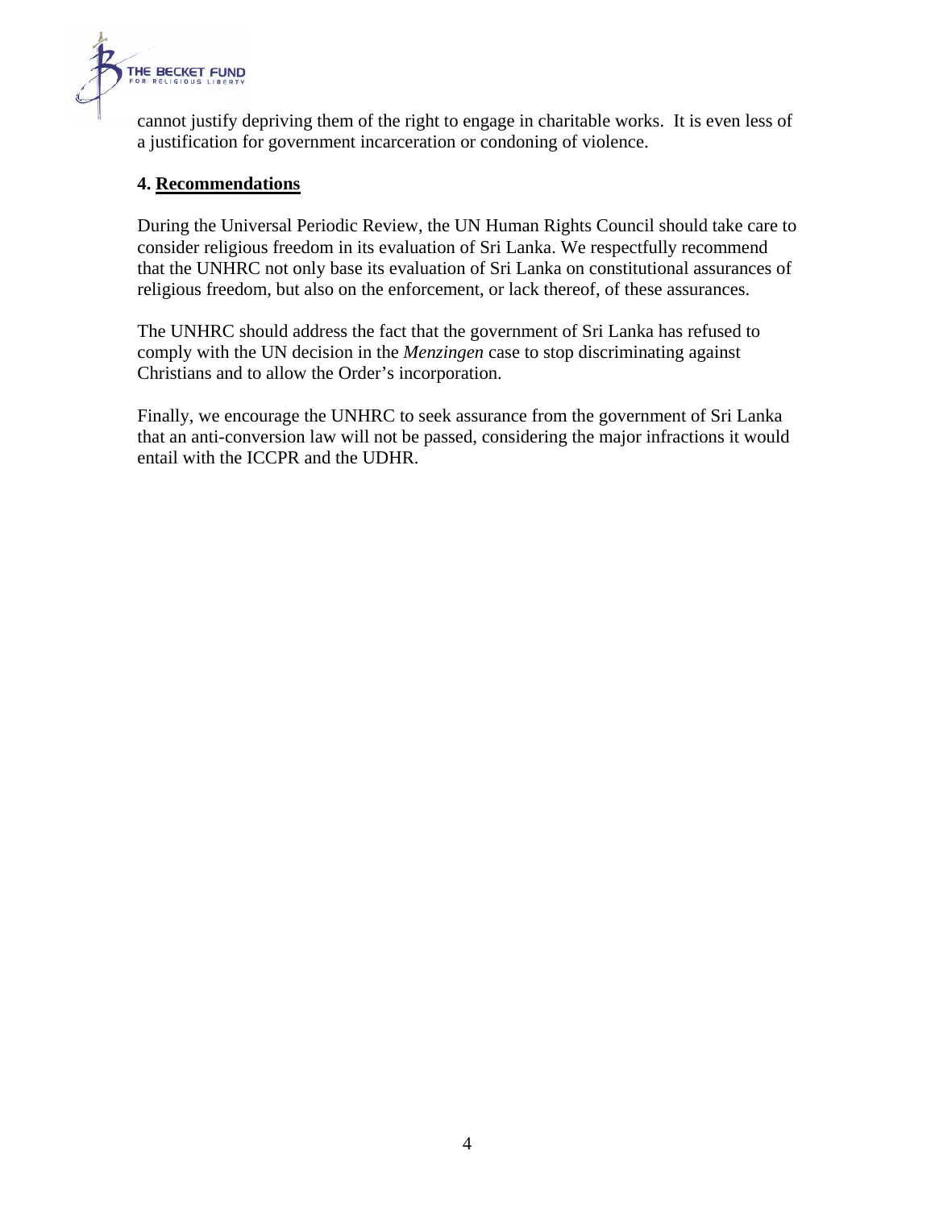cannot justify depriving them of the right to engage in charitable works. It is even less of a justification for government incarceration or condoning of violence.

### 4. <u>Recommendations</u>

During the Universal Periodic Review, the UN Human Rights Council should take care to consider religious freedom in its evaluation of Sri Lanka. We respectfully recommend that the UNHRC not only base its evaluation of Sri Lanka on constitutional assurances of religious freedom, but also on the enforcement, or lack thereof, of these assurances.

The UNHRC should address the fact that the government of Sri Lanka has refused to comply with the UN decision in the *Menzingen* case to stop discriminating against Christians and to allow the Order's incorporation.

Finally, we encourage the UNHRC to seek assurance from the government of Sri Lanka that an anti-conversion law will not be passed, considering the major infractions it would entail with the ICCPR and the UDHR.